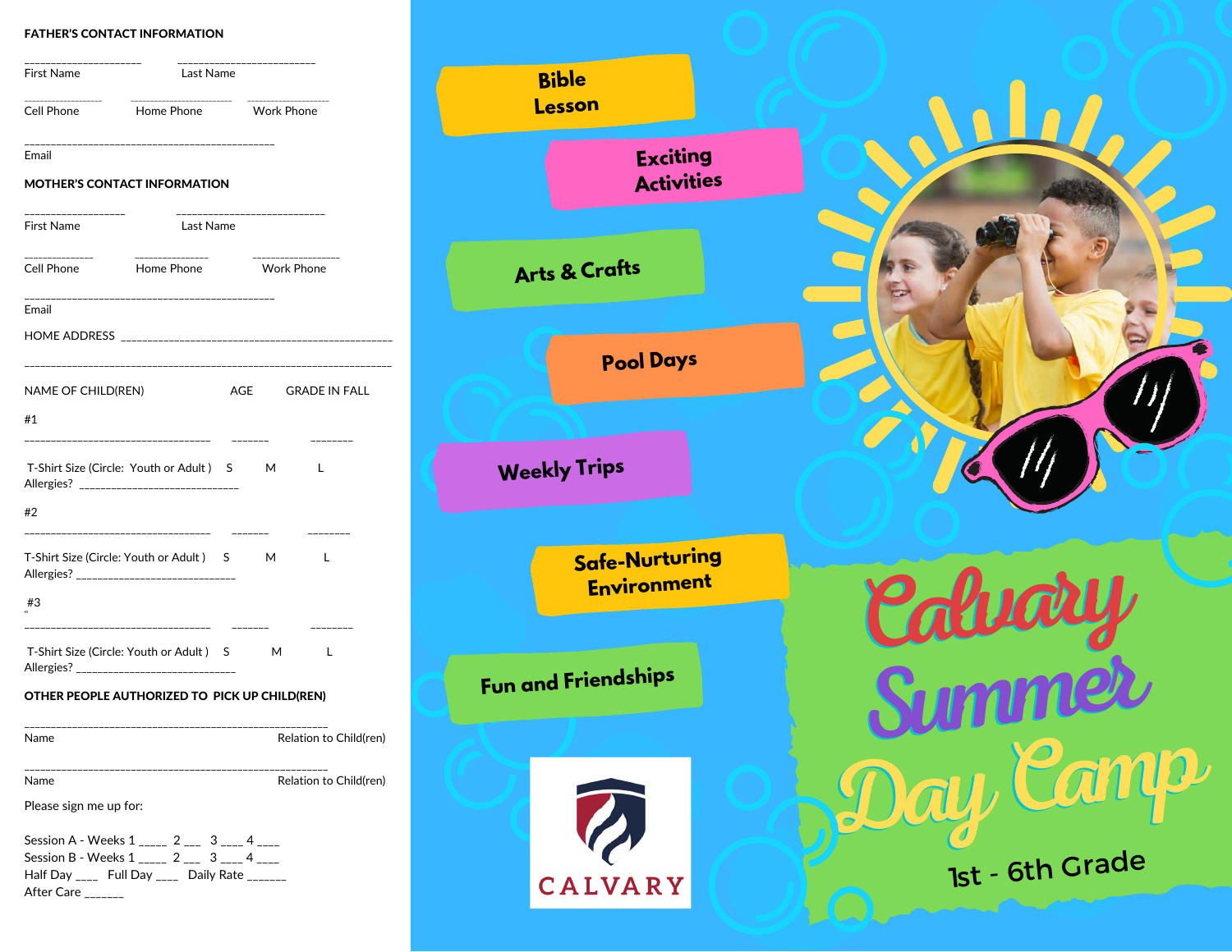**FATHER'S CONTACT INFORMATION**

______________________ ________________________
First Name Last Name

________________ ____________________ ________________
Cell Phone Home Phone Work Phone

_______________________________________________
Email

**MOTHER'S CONTACT INFORMATION**

__________________ __________________________
First Name Last Name

______________ ______________ ________________
Cell Phone Home Phone Work Phone

_______________________________________________
Email

HOME ADDRESS _________________________________________________

_____________________________________________________________________

NAME OF CHILD(REN) AGE GRADE IN FALL

#1

___________________________________ _______ ________

T-Shirt Size (Circle: Youth or Adult ) S M L
Allergies? ____________________________

#2

___________________________________ _______ ________

T-Shirt Size (Circle: Youth or Adult ) S M L
Allergies? ____________________________

#3

___________________________________ _______ ________

T-Shirt Size (Circle: Youth or Adult ) S M L
Allergies? ____________________________

**OTHER PEOPLE AUTHORIZED TO PICK UP CHILD(REN)**

__________________________________________________________
Name Relation to Child(ren)

__________________________________________________________
Name Relation to Child(ren)

Please sign me up for:

Session A - Weeks 1 _____ 2 ___ 3 ____ 4 ____
Session B - Weeks 1 _____ 2 ___ 3 ____ 4 ____
Half Day ____ Full Day ____ Daily Rate ______
After Care _______

Bible Lesson

Exciting Activities

Arts & Crafts

Pool Days

Weekly Trips

Safe-Nurturing Environment

Fun and Friendships

CALVARY

# Calvary Summer Day Camp

1st - 6th Grade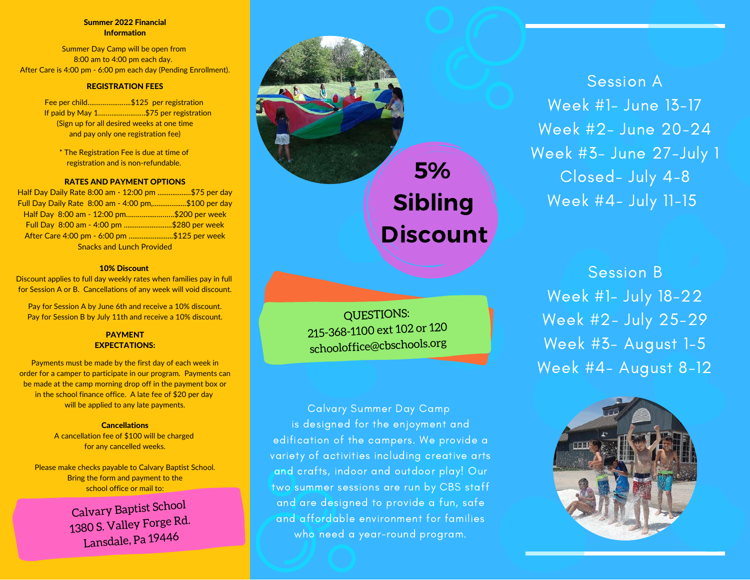**Summer 2022 Financial Information**

Summer Day Camp will be open from 8:00 am to 4:00 pm each day.
After Care is 4:00 pm - 6:00 pm each day (Pending Enrollment).

**REGISTRATION FEES**

Fee per child........................$125 per registration
If paid by May 1..........................$75 per registration
(Sign up for all desired weeks at one time and pay only one registration fee)

* The Registration Fee is due at time of registration and is non-refundable.

**RATES AND PAYMENT OPTIONS**

Half Day Daily Rate 8:00 am - 12:00 pm ..................$75 per day
Full Day Daily Rate 8:00 am - 4:00 pm,..................$100 per day
Half Day 8:00 am - 12:00 pm.........................$200 per week
Full Day 8:00 am - 4:00 pm ..........................$280 per week
After Care 4:00 pm - 6:00 pm ........................$125 per week
Snacks and Lunch Provided

**10% Discount**

Discount applies to full day weekly rates when families pay in full for Session A or B. Cancellations of any week will void discount.

Pay for Session A by June 6th and receive a 10% discount.
Pay for Session B by July 11th and receive a 10% discount.

**PAYMENT EXPECTATIONS:**

Payments must be made by the first day of each week in order for a camper to participate in our program. Payments can be made at the camp morning drop off in the payment box or in the school finance office. A late fee of $20 per day will be applied to any late payments.

**Cancellations**

A cancellation fee of $100 will be charged for any cancelled weeks.

Please make checks payable to Calvary Baptist School.
Bring the form and payment to the school office or mail to:

Calvary Baptist School
1380 S. Valley Forge Rd.
Lansdale, Pa 19446

**5% Sibling Discount**

QUESTIONS:
215-368-1100 ext 102 or 120
schooloffice@cbschools.org

Calvary Summer Day Camp is designed for the enjoyment and edification of the campers. We provide a variety of activities including creative arts and crafts, indoor and outdoor play! Our two summer sessions are run by CBS staff and are designed to provide a fun, safe and affordable environment for families who need a year-round program.

## Session A

Week #1- June 13-17
Week #2- June 20-24
Week #3- June 27-July 1
Closed- July 4-8
Week #4- July 11-15

## Session B

Week #1- July 18-22
Week #2- July 25-29
Week #3- August 1-5
Week #4- August 8-12